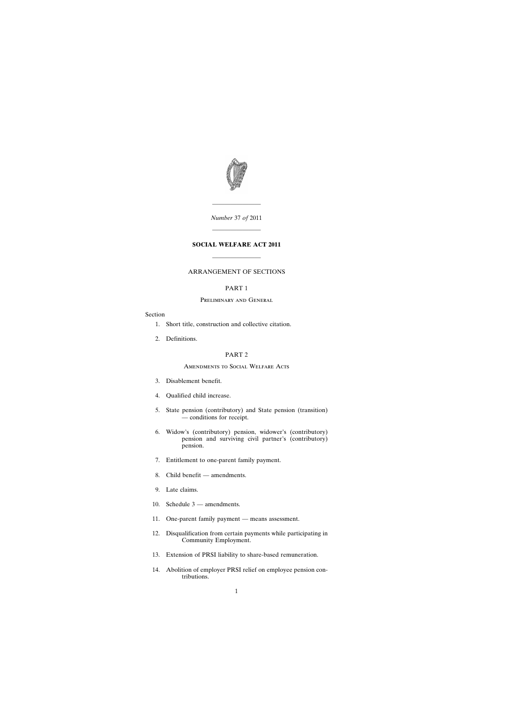*Number* 37 *of* 2011

---

# SOCIAL WELFARE ACT 2011

---

ARRANGEMENT OF SECTIONS

PART 1

Preliminary and General

Section

1. Short title, construction and collective citation.

2. Definitions.

PART 2

Amendments to Social Welfare Acts

3. Disablement benefit.

4. Qualified child increase.

5. State pension (contributory) and State pension (transition) — conditions for receipt.

6. Widow's (contributory) pension, widower's (contributory) pension and surviving civil partner's (contributory) pension.

7. Entitlement to one-parent family payment.

8. Child benefit — amendments.

9. Late claims.

10. Schedule 3 — amendments.

11. One-parent family payment — means assessment.

12. Disqualification from certain payments while participating in Community Employment.

13. Extension of PRSI liability to share-based remuneration.

14. Abolition of employer PRSI relief on employee pension contributions.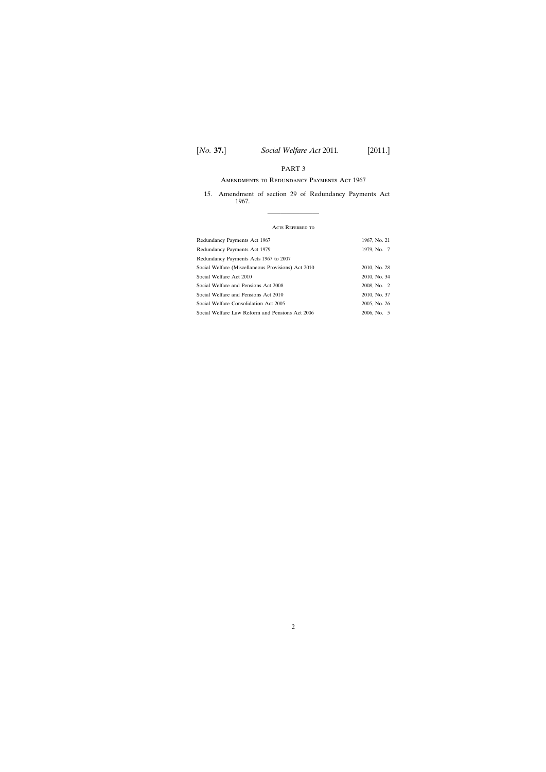## PART 3

### Amendments to Redundancy Payments Act 1967

15. Amendment of section 29 of Redundancy Payments Act 1967.

---

### Acts Referred to

| | |
|---|---|
| Redundancy Payments Act 1967 | 1967, No. 21 |
| Redundancy Payments Act 1979 | 1979, No. 7 |
| Redundancy Payments Acts 1967 to 2007 | |
| Social Welfare (Miscellaneous Provisions) Act 2010 | 2010, No. 28 |
| Social Welfare Act 2010 | 2010, No. 34 |
| Social Welfare and Pensions Act 2008 | 2008, No. 2 |
| Social Welfare and Pensions Act 2010 | 2010, No. 37 |
| Social Welfare Consolidation Act 2005 | 2005, No. 26 |
| Social Welfare Law Reform and Pensions Act 2006 | 2006, No. 5 |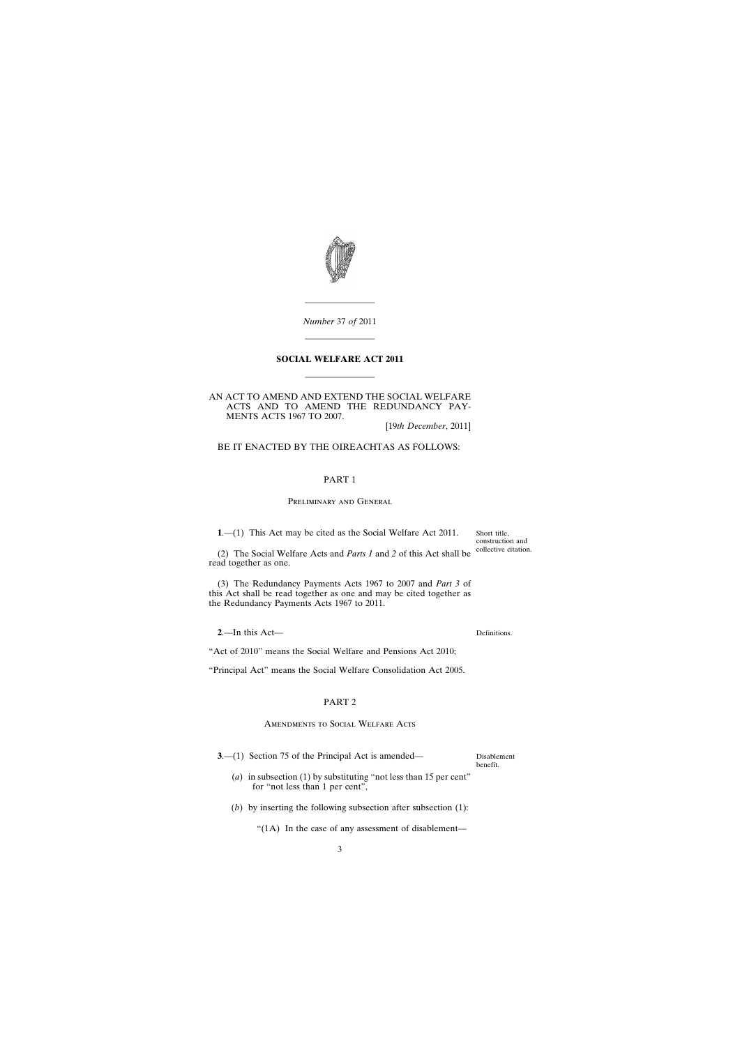*Number* 37 *of* 2011

# SOCIAL WELFARE ACT 2011

AN ACT TO AMEND AND EXTEND THE SOCIAL WELFARE ACTS AND TO AMEND THE REDUNDANCY PAYMENTS ACTS 1967 TO 2007.

[19*th December*, 2011]

BE IT ENACTED BY THE OIREACHTAS AS FOLLOWS:

## PART 1

### Preliminary and General

Short title, construction and collective citation.

**1**.—(1) This Act may be cited as the Social Welfare Act 2011.

(2) The Social Welfare Acts and *Parts 1* and *2* of this Act shall be read together as one.

(3) The Redundancy Payments Acts 1967 to 2007 and *Part 3* of this Act shall be read together as one and may be cited together as the Redundancy Payments Acts 1967 to 2011.

Definitions.

**2**.—In this Act—

"Act of 2010" means the Social Welfare and Pensions Act 2010;

"Principal Act" means the Social Welfare Consolidation Act 2005.

## PART 2

### Amendments to Social Welfare Acts

Disablement benefit.

**3**.—(1) Section 75 of the Principal Act is amended—

(*a*) in subsection (1) by substituting "not less than 15 per cent" for "not less than 1 per cent",

(*b*) by inserting the following subsection after subsection (1):

"(1A) In the case of any assessment of disablement—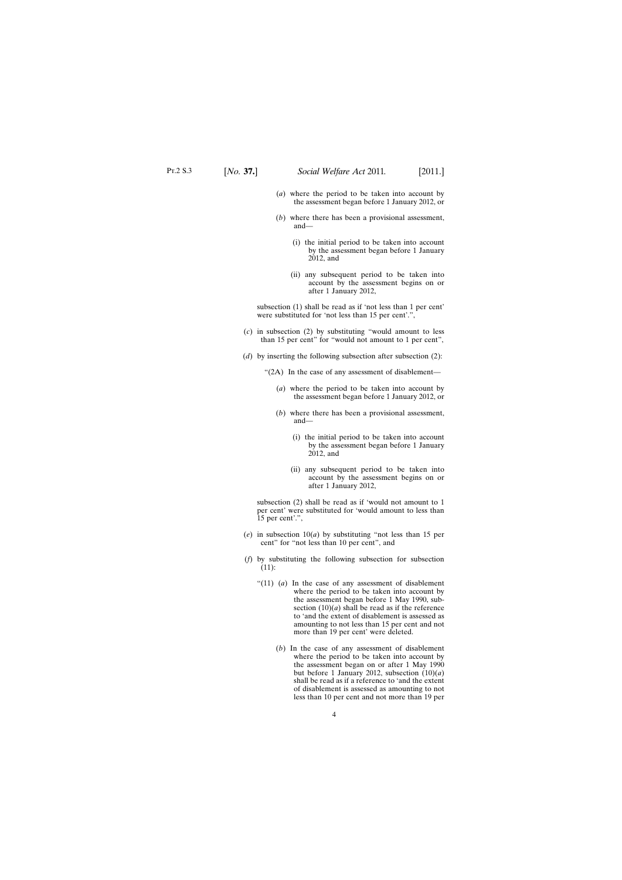(*a*) where the period to be taken into account by the assessment began before 1 January 2012, or

(*b*) where there has been a provisional assessment, and—

(i) the initial period to be taken into account by the assessment began before 1 January 2012, and

(ii) any subsequent period to be taken into account by the assessment begins on or after 1 January 2012,

subsection (1) shall be read as if 'not less than 1 per cent' were substituted for 'not less than 15 per cent'.",

(*c*) in subsection (2) by substituting "would amount to less than 15 per cent" for "would not amount to 1 per cent",

(*d*) by inserting the following subsection after subsection (2):

"(2A) In the case of any assessment of disablement—

(*a*) where the period to be taken into account by the assessment began before 1 January 2012, or

(*b*) where there has been a provisional assessment, and—

(i) the initial period to be taken into account by the assessment began before 1 January 2012, and

(ii) any subsequent period to be taken into account by the assessment begins on or after 1 January 2012,

subsection (2) shall be read as if 'would not amount to 1 per cent' were substituted for 'would amount to less than 15 per cent'.",

(*e*) in subsection 10(*a*) by substituting "not less than 15 per cent" for "not less than 10 per cent", and

(*f*) by substituting the following subsection for subsection (11):

"(11) (*a*) In the case of any assessment of disablement where the period to be taken into account by the assessment began before 1 May 1990, subsection (10)(*a*) shall be read as if the reference to 'and the extent of disablement is assessed as amounting to not less than 15 per cent and not more than 19 per cent' were deleted.

(*b*) In the case of any assessment of disablement where the period to be taken into account by the assessment began on or after 1 May 1990 but before 1 January 2012, subsection (10)(*a*) shall be read as if a reference to 'and the extent of disablement is assessed as amounting to not less than 10 per cent and not more than 19 per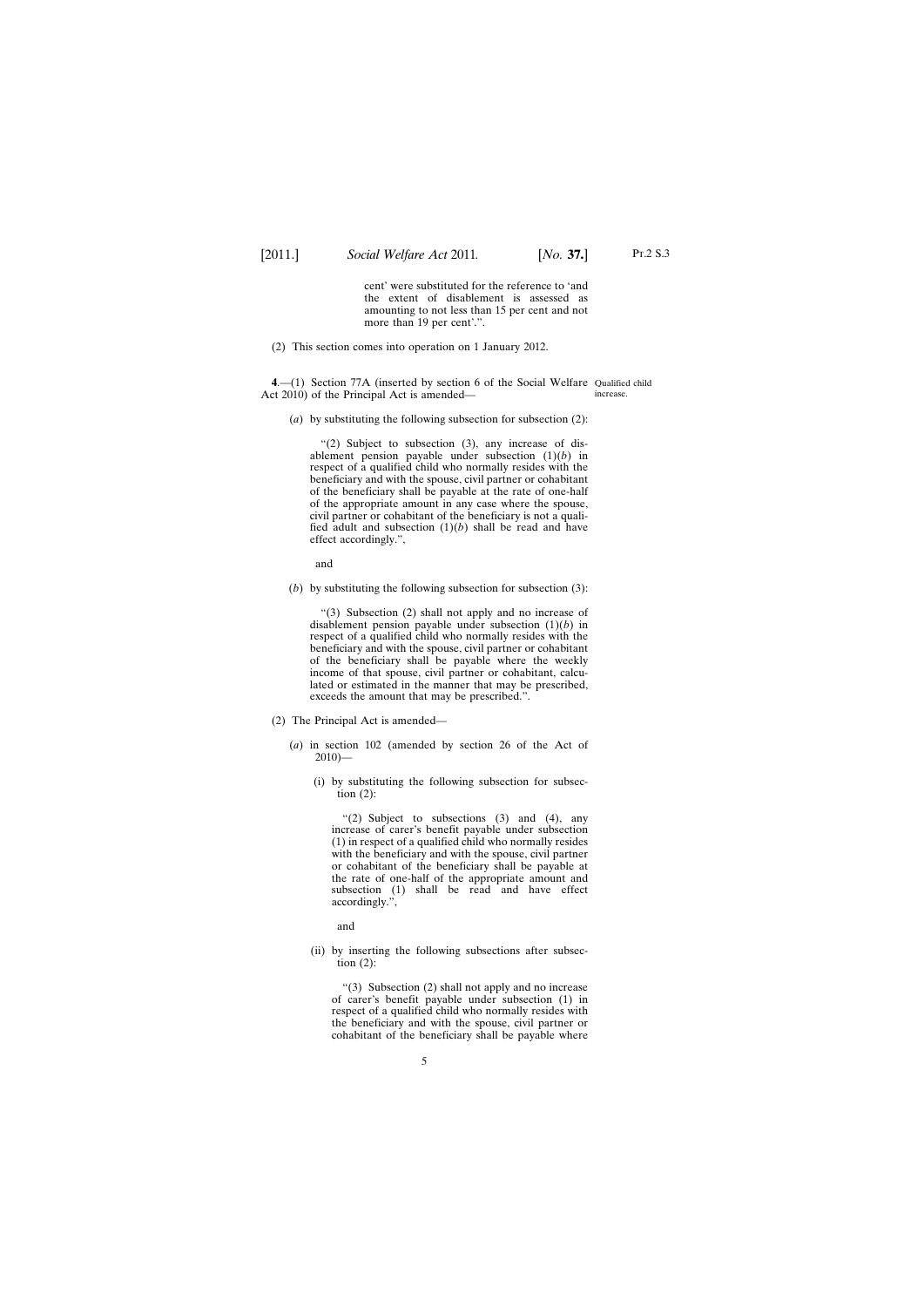cent' were substituted for the reference to 'and the extent of disablement is assessed as amounting to not less than 15 per cent and not more than 19 per cent'.".

(2) This section comes into operation on 1 January 2012.

**4**.—(1) Section 77A (inserted by section 6 of the Social Welfare Act 2010) of the Principal Act is amended—

Qualified child increase.

(*a*) by substituting the following subsection for subsection (2):

> "(2) Subject to subsection (3), any increase of disablement pension payable under subsection (1)(*b*) in respect of a qualified child who normally resides with the beneficiary and with the spouse, civil partner or cohabitant of the beneficiary shall be payable at the rate of one-half of the appropriate amount in any case where the spouse, civil partner or cohabitant of the beneficiary is not a qualified adult and subsection (1)(*b*) shall be read and have effect accordingly.",

and

(*b*) by substituting the following subsection for subsection (3):

> "(3) Subsection (2) shall not apply and no increase of disablement pension payable under subsection (1)(*b*) in respect of a qualified child who normally resides with the beneficiary and with the spouse, civil partner or cohabitant of the beneficiary shall be payable where the weekly income of that spouse, civil partner or cohabitant, calculated or estimated in the manner that may be prescribed, exceeds the amount that may be prescribed.".

(2) The Principal Act is amended—

(*a*) in section 102 (amended by section 26 of the Act of 2010)—

(i) by substituting the following subsection for subsection (2):

> "(2) Subject to subsections (3) and (4), any increase of carer's benefit payable under subsection (1) in respect of a qualified child who normally resides with the beneficiary and with the spouse, civil partner or cohabitant of the beneficiary shall be payable at the rate of one-half of the appropriate amount and subsection (1) shall be read and have effect accordingly.",

and

(ii) by inserting the following subsections after subsection (2):

> "(3) Subsection (2) shall not apply and no increase of carer's benefit payable under subsection (1) in respect of a qualified child who normally resides with the beneficiary and with the spouse, civil partner or cohabitant of the beneficiary shall be payable where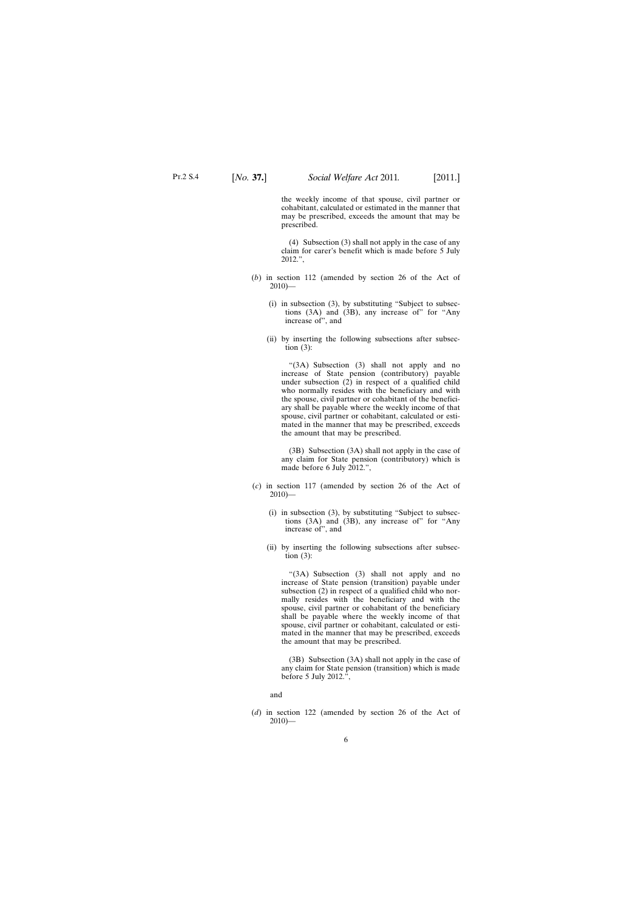the weekly income of that spouse, civil partner or cohabitant, calculated or estimated in the manner that may be prescribed, exceeds the amount that may be prescribed.

(4) Subsection (3) shall not apply in the case of any claim for carer's benefit which is made before 5 July 2012.",

(*b*) in section 112 (amended by section 26 of the Act of 2010)—

(i) in subsection (3), by substituting "Subject to subsections (3A) and (3B), any increase of" for "Any increase of", and

(ii) by inserting the following subsections after subsection (3):

"(3A) Subsection (3) shall not apply and no increase of State pension (contributory) payable under subsection (2) in respect of a qualified child who normally resides with the beneficiary and with the spouse, civil partner or cohabitant of the beneficiary shall be payable where the weekly income of that spouse, civil partner or cohabitant, calculated or estimated in the manner that may be prescribed, exceeds the amount that may be prescribed.

(3B) Subsection (3A) shall not apply in the case of any claim for State pension (contributory) which is made before 6 July 2012.",

(*c*) in section 117 (amended by section 26 of the Act of 2010)—

(i) in subsection (3), by substituting "Subject to subsections (3A) and (3B), any increase of" for "Any increase of", and

(ii) by inserting the following subsections after subsection (3):

"(3A) Subsection (3) shall not apply and no increase of State pension (transition) payable under subsection (2) in respect of a qualified child who normally resides with the beneficiary and with the spouse, civil partner or cohabitant of the beneficiary shall be payable where the weekly income of that spouse, civil partner or cohabitant, calculated or estimated in the manner that may be prescribed, exceeds the amount that may be prescribed.

(3B) Subsection (3A) shall not apply in the case of any claim for State pension (transition) which is made before 5 July 2012.",

and

(*d*) in section 122 (amended by section 26 of the Act of 2010)—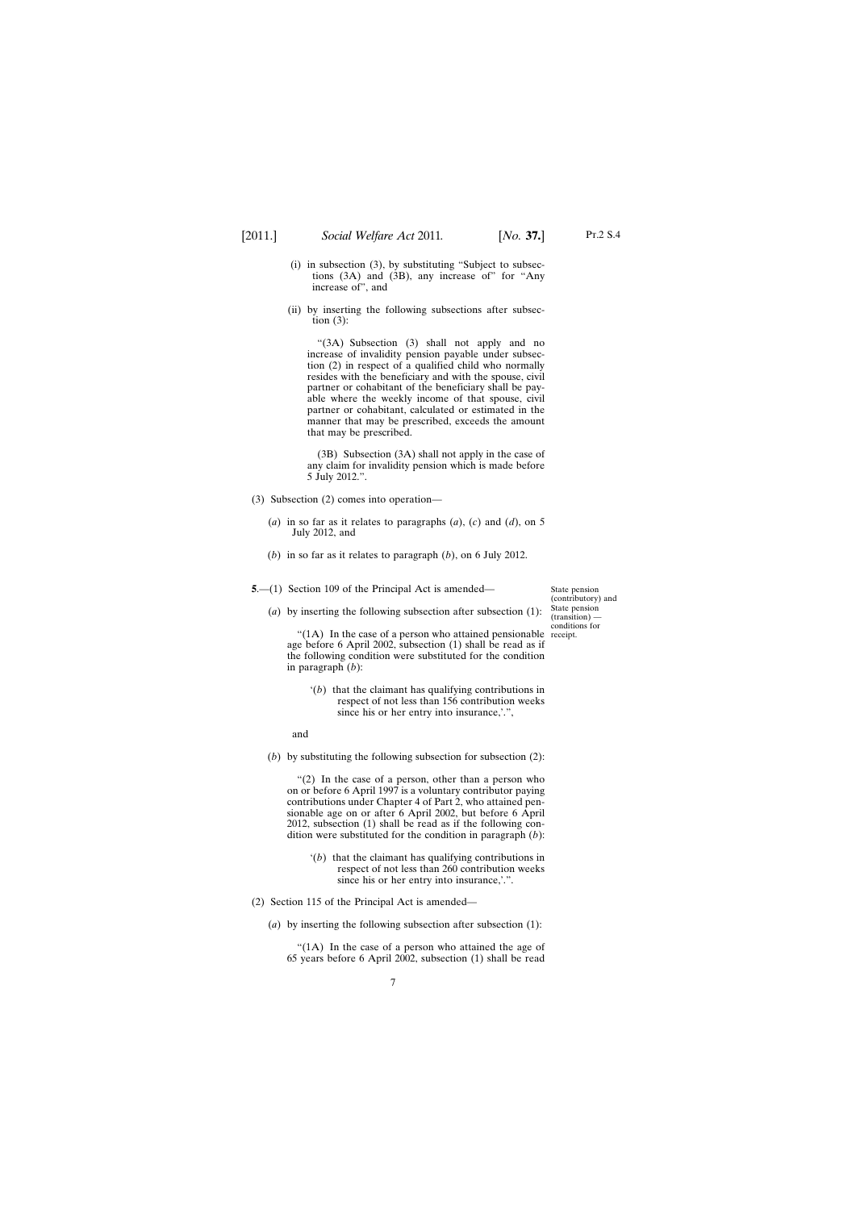(i) in subsection (3), by substituting "Subject to subsections (3A) and (3B), any increase of" for "Any increase of", and

(ii) by inserting the following subsections after subsection (3):

"(3A) Subsection (3) shall not apply and no increase of invalidity pension payable under subsection (2) in respect of a qualified child who normally resides with the beneficiary and with the spouse, civil partner or cohabitant of the beneficiary shall be payable where the weekly income of that spouse, civil partner or cohabitant, calculated or estimated in the manner that may be prescribed, exceeds the amount that may be prescribed.

(3B) Subsection (3A) shall not apply in the case of any claim for invalidity pension which is made before 5 July 2012.".

(3) Subsection (2) comes into operation—

(*a*) in so far as it relates to paragraphs (*a*), (*c*) and (*d*), on 5 July 2012, and

(*b*) in so far as it relates to paragraph (*b*), on 6 July 2012.

State pension (contributory) and State pension (transition) — conditions for receipt.

**5**.—(1) Section 109 of the Principal Act is amended—

(*a*) by inserting the following subsection after subsection (1):

"(1A) In the case of a person who attained pensionable age before 6 April 2002, subsection (1) shall be read as if the following condition were substituted for the condition in paragraph (*b*):

'(*b*) that the claimant has qualifying contributions in respect of not less than 156 contribution weeks since his or her entry into insurance,'.",

and

(*b*) by substituting the following subsection for subsection (2):

"(2) In the case of a person, other than a person who on or before 6 April 1997 is a voluntary contributor paying contributions under Chapter 4 of Part 2, who attained pensionable age on or after 6 April 2002, but before 6 April 2012, subsection (1) shall be read as if the following condition were substituted for the condition in paragraph (*b*):

'(*b*) that the claimant has qualifying contributions in respect of not less than 260 contribution weeks since his or her entry into insurance,'.".

(2) Section 115 of the Principal Act is amended—

(*a*) by inserting the following subsection after subsection (1):

"(1A) In the case of a person who attained the age of 65 years before 6 April 2002, subsection (1) shall be read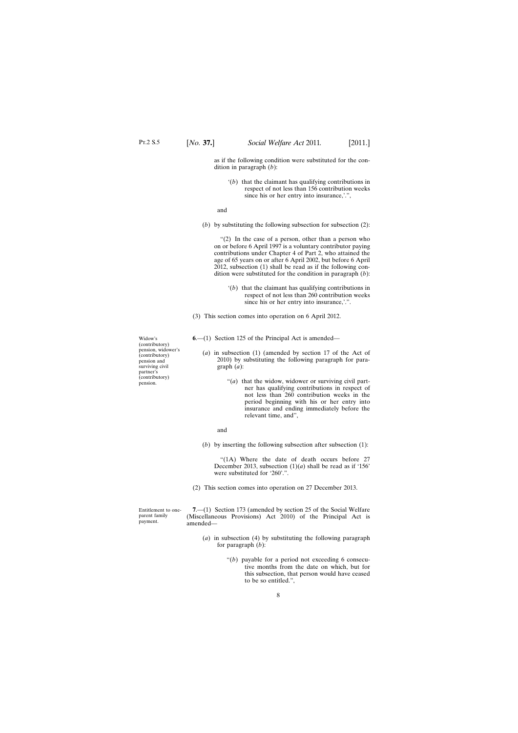as if the following condition were substituted for the condition in paragraph (*b*):

> '(*b*) that the claimant has qualifying contributions in respect of not less than 156 contribution weeks since his or her entry into insurance,'.",

and

(*b*) by substituting the following subsection for subsection (2):

> "(2) In the case of a person, other than a person who on or before 6 April 1997 is a voluntary contributor paying contributions under Chapter 4 of Part 2, who attained the age of 65 years on or after 6 April 2002, but before 6 April 2012, subsection (1) shall be read as if the following condition were substituted for the condition in paragraph (*b*):
>
> '(*b*) that the claimant has qualifying contributions in respect of not less than 260 contribution weeks since his or her entry into insurance,'.".

(3) This section comes into operation on 6 April 2012.

*Widow's (contributory) pension, widower's (contributory) pension and surviving civil partner's (contributory) pension.*

**6**.—(1) Section 125 of the Principal Act is amended—

(*a*) in subsection (1) (amended by section 17 of the Act of 2010) by substituting the following paragraph for paragraph (*a*):

> "(*a*) that the widow, widower or surviving civil partner has qualifying contributions in respect of not less than 260 contribution weeks in the period beginning with his or her entry into insurance and ending immediately before the relevant time, and",

and

(*b*) by inserting the following subsection after subsection (1):

> "(1A) Where the date of death occurs before 27 December 2013, subsection (1)(*a*) shall be read as if '156' were substituted for '260'.".

(2) This section comes into operation on 27 December 2013.

*Entitlement to one-parent family payment.*

**7**.—(1) Section 173 (amended by section 25 of the Social Welfare (Miscellaneous Provisions) Act 2010) of the Principal Act is amended—

(*a*) in subsection (4) by substituting the following paragraph for paragraph (*b*):

> "(*b*) payable for a period not exceeding 6 consecutive months from the date on which, but for this subsection, that person would have ceased to be so entitled.",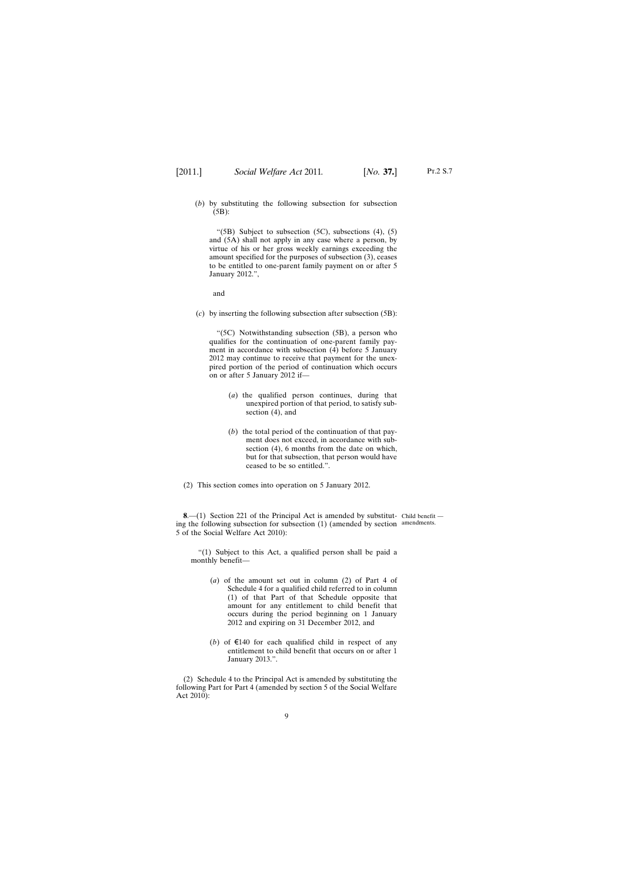(*b*) by substituting the following subsection for subsection (5B):

"(5B) Subject to subsection (5C), subsections (4), (5) and (5A) shall not apply in any case where a person, by virtue of his or her gross weekly earnings exceeding the amount specified for the purposes of subsection (3), ceases to be entitled to one-parent family payment on or after 5 January 2012.",

and

(*c*) by inserting the following subsection after subsection (5B):

"(5C) Notwithstanding subsection (5B), a person who qualifies for the continuation of one-parent family payment in accordance with subsection (4) before 5 January 2012 may continue to receive that payment for the unexpired portion of the period of continuation which occurs on or after 5 January 2012 if—

(*a*) the qualified person continues, during that unexpired portion of that period, to satisfy subsection (4), and

(*b*) the total period of the continuation of that payment does not exceed, in accordance with subsection (4), 6 months from the date on which, but for that subsection, that person would have ceased to be so entitled.".

(2) This section comes into operation on 5 January 2012.

Child benefit — amendments.

**8**.—(1) Section 221 of the Principal Act is amended by substituting the following subsection for subsection (1) (amended by section 5 of the Social Welfare Act 2010):

"(1) Subject to this Act, a qualified person shall be paid a monthly benefit—

(*a*) of the amount set out in column (2) of Part 4 of Schedule 4 for a qualified child referred to in column (1) of that Part of that Schedule opposite that amount for any entitlement to child benefit that occurs during the period beginning on 1 January 2012 and expiring on 31 December 2012, and

(*b*) of €140 for each qualified child in respect of any entitlement to child benefit that occurs on or after 1 January 2013.".

(2) Schedule 4 to the Principal Act is amended by substituting the following Part for Part 4 (amended by section 5 of the Social Welfare Act 2010):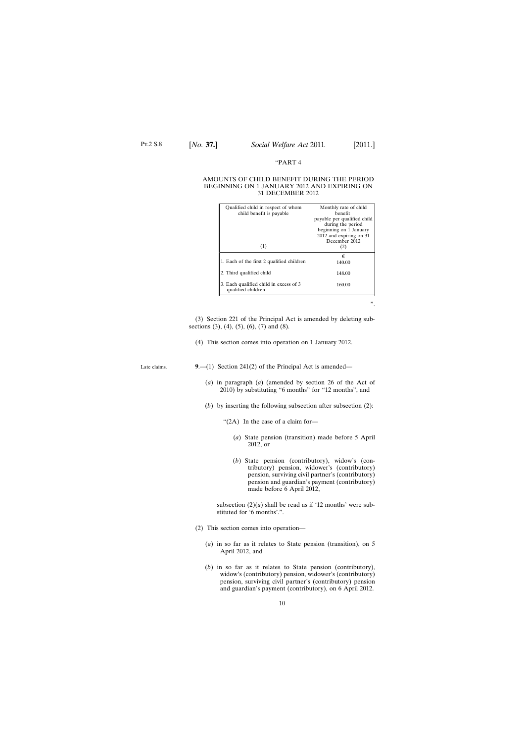"PART 4

AMOUNTS OF CHILD BENEFIT DURING THE PERIOD BEGINNING ON 1 JANUARY 2012 AND EXPIRING ON 31 DECEMBER 2012

| Qualified child in respect of whom child benefit is payable<br>(1) | Monthly rate of child benefit payable per qualified child during the period beginning on 1 January 2012 and expiring on 31 December 2012<br>(2) |
|---|---|
| | € |
| 1. Each of the first 2 qualified children | 140.00 |
| 2. Third qualified child | 148.00 |
| 3. Each qualified child in excess of 3 qualified children | 160.00 |

".

(3) Section 221 of the Principal Act is amended by deleting subsections (3), (4), (5), (6), (7) and (8).

(4) This section comes into operation on 1 January 2012.

Late claims.

**9**.—(1) Section 241(2) of the Principal Act is amended—

(*a*) in paragraph (*a*) (amended by section 26 of the Act of 2010) by substituting "6 months" for "12 months", and

(*b*) by inserting the following subsection after subsection (2):

"(2A) In the case of a claim for—

(*a*) State pension (transition) made before 5 April 2012, or

(*b*) State pension (contributory), widow's (contributory) pension, widower's (contributory) pension, surviving civil partner's (contributory) pension and guardian's payment (contributory) made before 6 April 2012,

subsection (2)(*a*) shall be read as if '12 months' were substituted for '6 months'.".

(2) This section comes into operation—

(*a*) in so far as it relates to State pension (transition), on 5 April 2012, and

(*b*) in so far as it relates to State pension (contributory), widow's (contributory) pension, widower's (contributory) pension, surviving civil partner's (contributory) pension and guardian's payment (contributory), on 6 April 2012.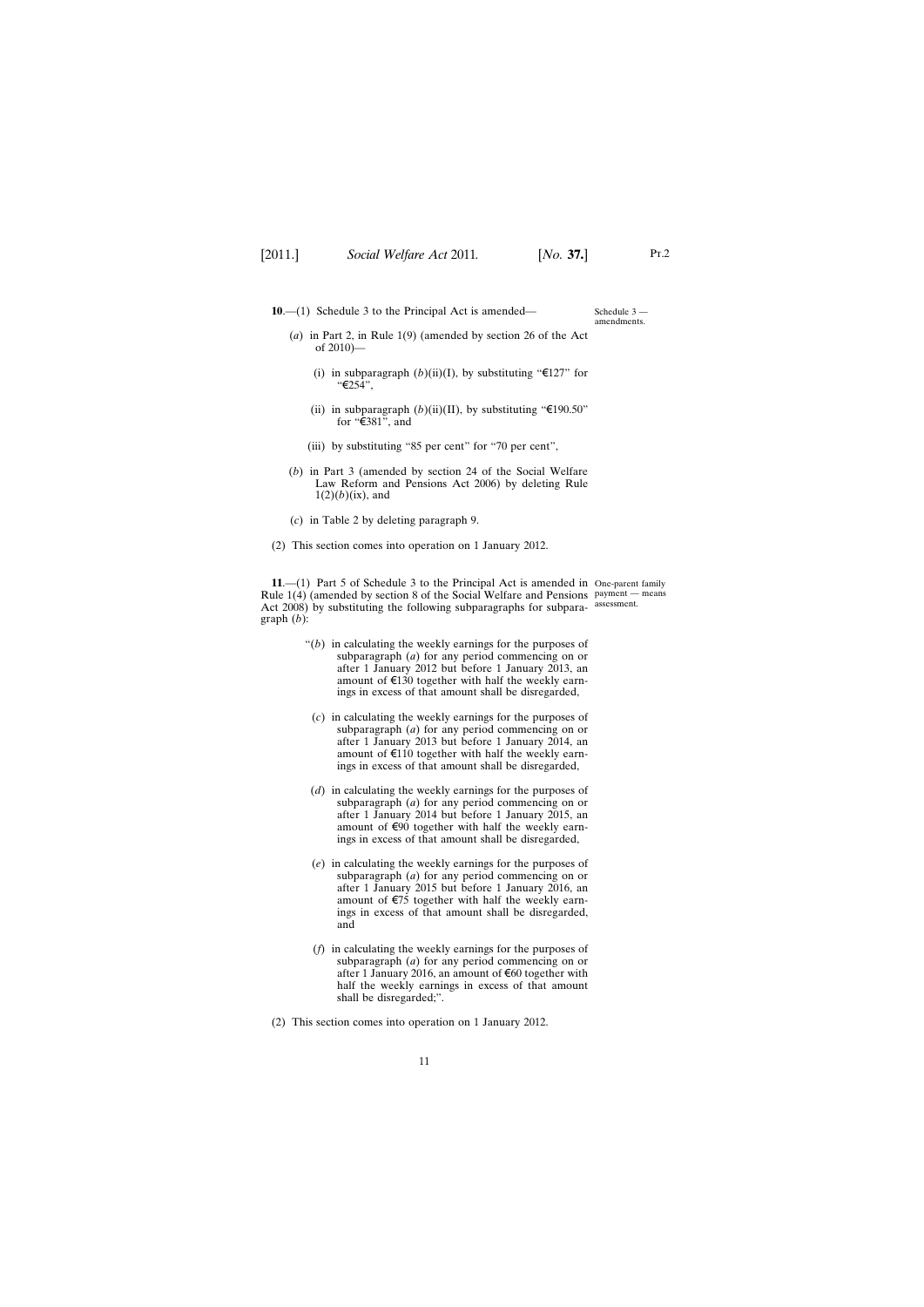**10**.—(1) Schedule 3 to the Principal Act is amended—

Schedule 3 — amendments.

(*a*) in Part 2, in Rule 1(9) (amended by section 26 of the Act of 2010)—

(i) in subparagraph (*b*)(ii)(I), by substituting "€127" for "€254",

(ii) in subparagraph (*b*)(ii)(II), by substituting "€190.50" for "€381", and

(iii) by substituting "85 per cent" for "70 per cent",

(*b*) in Part 3 (amended by section 24 of the Social Welfare Law Reform and Pensions Act 2006) by deleting Rule 1(2)(*b*)(ix), and

(*c*) in Table 2 by deleting paragraph 9.

(2) This section comes into operation on 1 January 2012.

**11**.—(1) Part 5 of Schedule 3 to the Principal Act is amended in Rule 1(4) (amended by section 8 of the Social Welfare and Pensions Act 2008) by substituting the following subparagraphs for subparagraph (*b*):

One-parent family payment — means assessment.

"(*b*) in calculating the weekly earnings for the purposes of subparagraph (*a*) for any period commencing on or after 1 January 2012 but before 1 January 2013, an amount of €130 together with half the weekly earnings in excess of that amount shall be disregarded,

(*c*) in calculating the weekly earnings for the purposes of subparagraph (*a*) for any period commencing on or after 1 January 2013 but before 1 January 2014, an amount of €110 together with half the weekly earnings in excess of that amount shall be disregarded,

(*d*) in calculating the weekly earnings for the purposes of subparagraph (*a*) for any period commencing on or after 1 January 2014 but before 1 January 2015, an amount of €90 together with half the weekly earnings in excess of that amount shall be disregarded,

(*e*) in calculating the weekly earnings for the purposes of subparagraph (*a*) for any period commencing on or after 1 January 2015 but before 1 January 2016, an amount of €75 together with half the weekly earnings in excess of that amount shall be disregarded, and

(*f*) in calculating the weekly earnings for the purposes of subparagraph (*a*) for any period commencing on or after 1 January 2016, an amount of €60 together with half the weekly earnings in excess of that amount shall be disregarded;".

(2) This section comes into operation on 1 January 2012.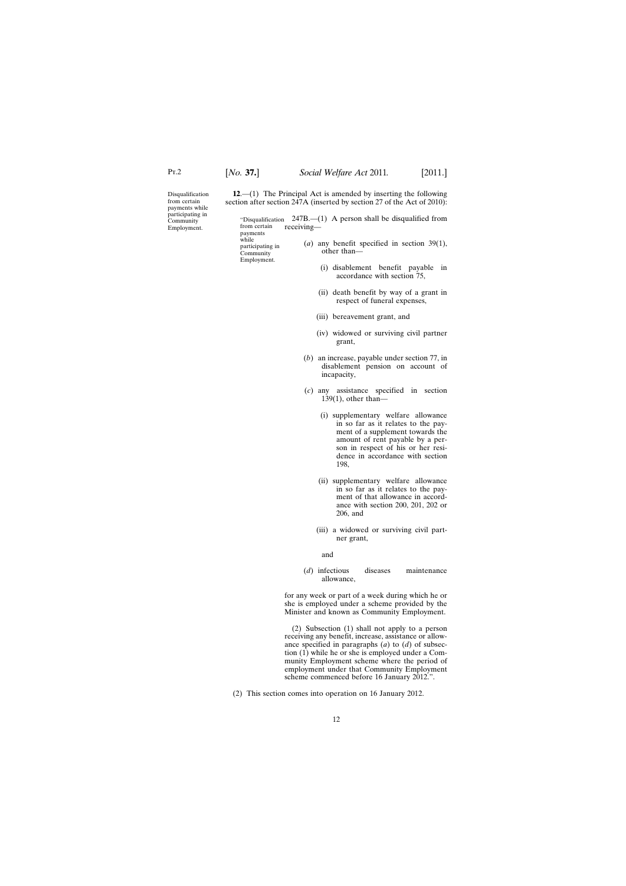Disqualification from certain payments while participating in Community Employment.

**12**.—(1) The Principal Act is amended by inserting the following section after section 247A (inserted by section 27 of the Act of 2010):

"Disqualification from certain payments while participating in Community Employment.

247B.—(1) A person shall be disqualified from receiving—

(*a*) any benefit specified in section 39(1), other than—

(i) disablement benefit payable in accordance with section 75,

(ii) death benefit by way of a grant in respect of funeral expenses,

(iii) bereavement grant, and

(iv) widowed or surviving civil partner grant,

(*b*) an increase, payable under section 77, in disablement pension on account of incapacity,

(*c*) any assistance specified in section 139(1), other than—

(i) supplementary welfare allowance in so far as it relates to the payment of a supplement towards the amount of rent payable by a person in respect of his or her residence in accordance with section 198,

(ii) supplementary welfare allowance in so far as it relates to the payment of that allowance in accordance with section 200, 201, 202 or 206, and

(iii) a widowed or surviving civil partner grant,

and

(*d*) infectious diseases maintenance allowance,

for any week or part of a week during which he or she is employed under a scheme provided by the Minister and known as Community Employment.

(2) Subsection (1) shall not apply to a person receiving any benefit, increase, assistance or allowance specified in paragraphs (*a*) to (*d*) of subsection (1) while he or she is employed under a Community Employment scheme where the period of employment under that Community Employment scheme commenced before 16 January 2012.".

(2) This section comes into operation on 16 January 2012.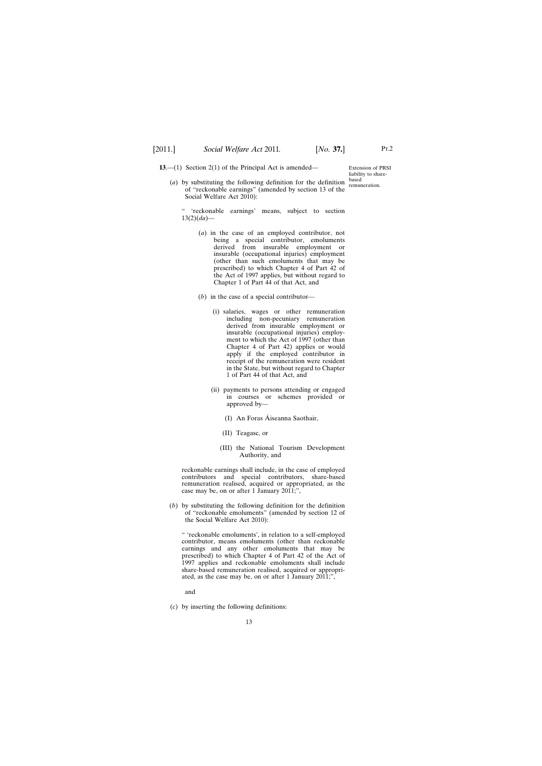**13**.—(1) Section 2(1) of the Principal Act is amended—

Extension of PRSI liability to share-based remuneration.

(*a*) by substituting the following definition for the definition of "reckonable earnings" (amended by section 13 of the Social Welfare Act 2010):

" 'reckonable earnings' means, subject to section 13(2)(*da*)—

(*a*) in the case of an employed contributor, not being a special contributor, emoluments derived from insurable employment or insurable (occupational injuries) employment (other than such emoluments that may be prescribed) to which Chapter 4 of Part 42 of the Act of 1997 applies, but without regard to Chapter 1 of Part 44 of that Act, and

(*b*) in the case of a special contributor—

(i) salaries, wages or other remuneration including non-pecuniary remuneration derived from insurable employment or insurable (occupational injuries) employment to which the Act of 1997 (other than Chapter 4 of Part 42) applies or would apply if the employed contributor in receipt of the remuneration were resident in the State, but without regard to Chapter 1 of Part 44 of that Act, and

(ii) payments to persons attending or engaged in courses or schemes provided or approved by—

(I) An Foras Áiseanna Saothair,

(II) Teagasc, or

(III) the National Tourism Development Authority, and

reckonable earnings shall include, in the case of employed contributors and special contributors, share-based remuneration realised, acquired or appropriated, as the case may be, on or after 1 January 2011;",

(*b*) by substituting the following definition for the definition of "reckonable emoluments" (amended by section 12 of the Social Welfare Act 2010):

" 'reckonable emoluments', in relation to a self-employed contributor, means emoluments (other than reckonable earnings and any other emoluments that may be prescribed) to which Chapter 4 of Part 42 of the Act of 1997 applies and reckonable emoluments shall include share-based remuneration realised, acquired or appropriated, as the case may be, on or after 1 January 2011;",

and

(*c*) by inserting the following definitions: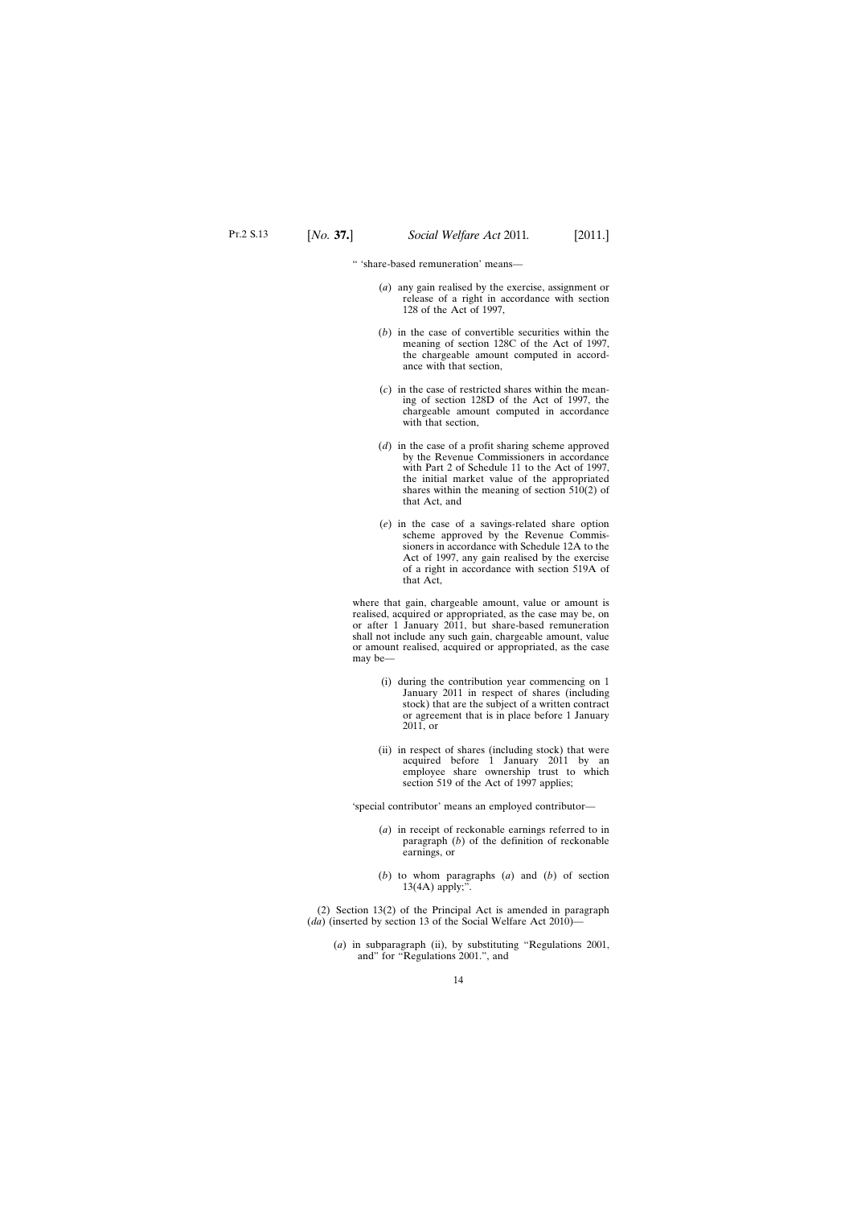" 'share-based remuneration' means—

(*a*) any gain realised by the exercise, assignment or release of a right in accordance with section 128 of the Act of 1997,

(*b*) in the case of convertible securities within the meaning of section 128C of the Act of 1997, the chargeable amount computed in accordance with that section,

(*c*) in the case of restricted shares within the meaning of section 128D of the Act of 1997, the chargeable amount computed in accordance with that section,

(*d*) in the case of a profit sharing scheme approved by the Revenue Commissioners in accordance with Part 2 of Schedule 11 to the Act of 1997, the initial market value of the appropriated shares within the meaning of section 510(2) of that Act, and

(*e*) in the case of a savings-related share option scheme approved by the Revenue Commissioners in accordance with Schedule 12A to the Act of 1997, any gain realised by the exercise of a right in accordance with section 519A of that Act,

where that gain, chargeable amount, value or amount is realised, acquired or appropriated, as the case may be, on or after 1 January 2011, but share-based remuneration shall not include any such gain, chargeable amount, value or amount realised, acquired or appropriated, as the case may be—

(i) during the contribution year commencing on 1 January 2011 in respect of shares (including stock) that are the subject of a written contract or agreement that is in place before 1 January 2011, or

(ii) in respect of shares (including stock) that were acquired before 1 January 2011 by an employee share ownership trust to which section 519 of the Act of 1997 applies;

'special contributor' means an employed contributor—

(*a*) in receipt of reckonable earnings referred to in paragraph (*b*) of the definition of reckonable earnings, or

(*b*) to whom paragraphs (*a*) and (*b*) of section 13(4A) apply;".

(2) Section 13(2) of the Principal Act is amended in paragraph (*da*) (inserted by section 13 of the Social Welfare Act 2010)—

(*a*) in subparagraph (ii), by substituting "Regulations 2001, and" for "Regulations 2001.", and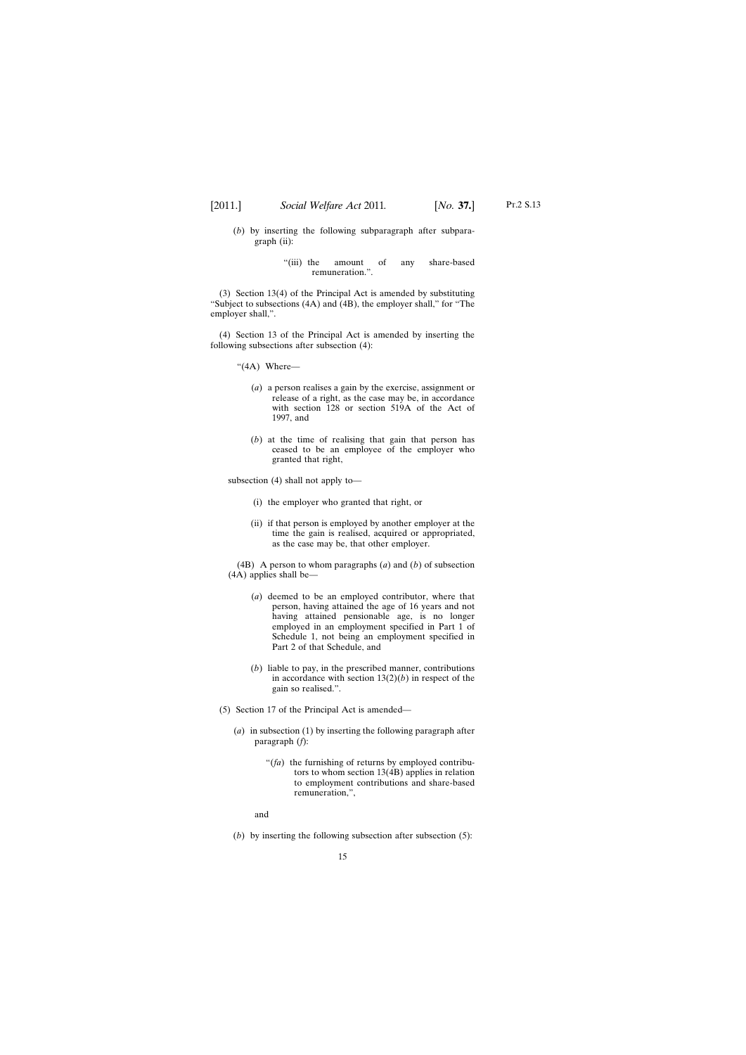(*b*) by inserting the following subparagraph after subparagraph (ii):

> "(iii) the amount of any share-based remuneration.".

(3) Section 13(4) of the Principal Act is amended by substituting "Subject to subsections (4A) and (4B), the employer shall," for "The employer shall,".

(4) Section 13 of the Principal Act is amended by inserting the following subsections after subsection (4):

> "(4A) Where—
>
> (*a*) a person realises a gain by the exercise, assignment or release of a right, as the case may be, in accordance with section 128 or section 519A of the Act of 1997, and
>
> (*b*) at the time of realising that gain that person has ceased to be an employee of the employer who granted that right,
>
> subsection (4) shall not apply to—
>
> (i) the employer who granted that right, or
>
> (ii) if that person is employed by another employer at the time the gain is realised, acquired or appropriated, as the case may be, that other employer.
>
> (4B) A person to whom paragraphs (*a*) and (*b*) of subsection (4A) applies shall be—
>
> (*a*) deemed to be an employed contributor, where that person, having attained the age of 16 years and not having attained pensionable age, is no longer employed in an employment specified in Part 1 of Schedule 1, not being an employment specified in Part 2 of that Schedule, and
>
> (*b*) liable to pay, in the prescribed manner, contributions in accordance with section 13(2)(*b*) in respect of the gain so realised.".

(5) Section 17 of the Principal Act is amended—

(*a*) in subsection (1) by inserting the following paragraph after paragraph (*f*):

> "(*fa*) the furnishing of returns by employed contributors to whom section 13(4B) applies in relation to employment contributions and share-based remuneration,",

and

(*b*) by inserting the following subsection after subsection (5):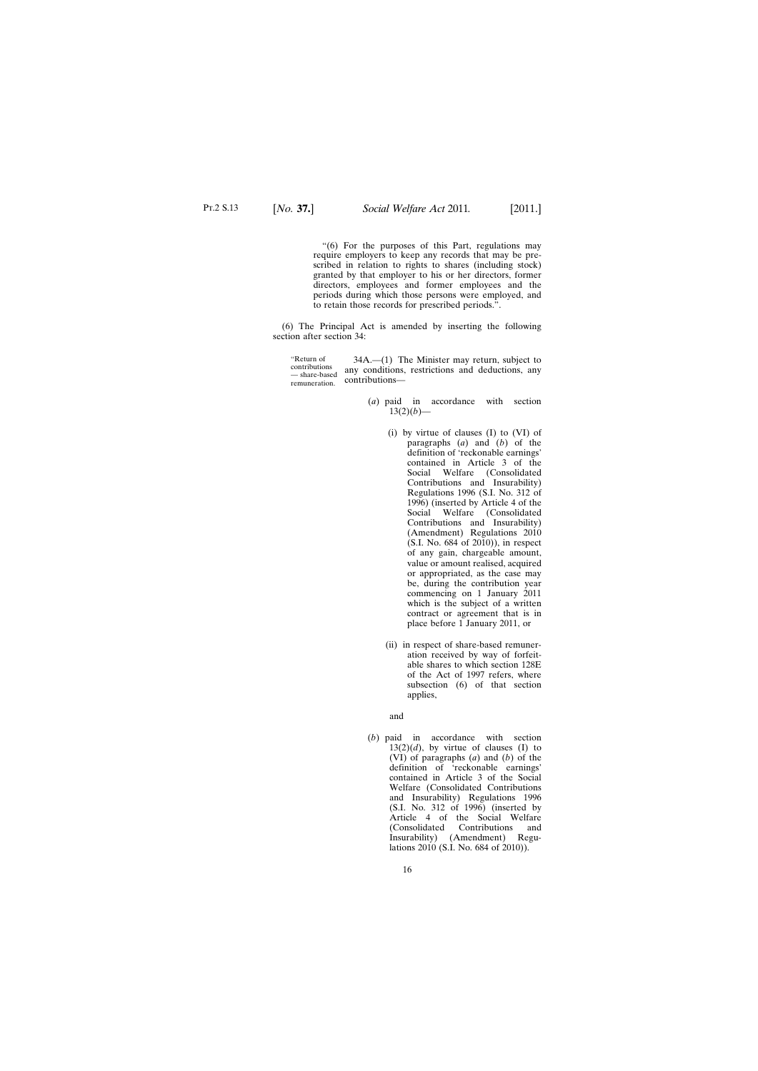"(6) For the purposes of this Part, regulations may require employers to keep any records that may be prescribed in relation to rights to shares (including stock) granted by that employer to his or her directors, former directors, employees and former employees and the periods during which those persons were employed, and to retain those records for prescribed periods.".

(6) The Principal Act is amended by inserting the following section after section 34:

"Return of contributions — share-based remuneration.

34A.—(1) The Minister may return, subject to any conditions, restrictions and deductions, any contributions—

(*a*) paid in accordance with section 13(2)(*b*)—

(i) by virtue of clauses (I) to (VI) of paragraphs (*a*) and (*b*) of the definition of 'reckonable earnings' contained in Article 3 of the Social Welfare (Consolidated Contributions and Insurability) Regulations 1996 (S.I. No. 312 of 1996) (inserted by Article 4 of the Social Welfare (Consolidated Contributions and Insurability) (Amendment) Regulations 2010 (S.I. No. 684 of 2010)), in respect of any gain, chargeable amount, value or amount realised, acquired or appropriated, as the case may be, during the contribution year commencing on 1 January 2011 which is the subject of a written contract or agreement that is in place before 1 January 2011, or

(ii) in respect of share-based remuneration received by way of forfeitable shares to which section 128E of the Act of 1997 refers, where subsection (6) of that section applies,

and

(*b*) paid in accordance with section 13(2)(*d*), by virtue of clauses (I) to (VI) of paragraphs (*a*) and (*b*) of the definition of 'reckonable earnings' contained in Article 3 of the Social Welfare (Consolidated Contributions and Insurability) Regulations 1996 (S.I. No. 312 of 1996) (inserted by Article 4 of the Social Welfare (Consolidated Contributions and Insurability) (Amendment) Regulations 2010 (S.I. No. 684 of 2010)).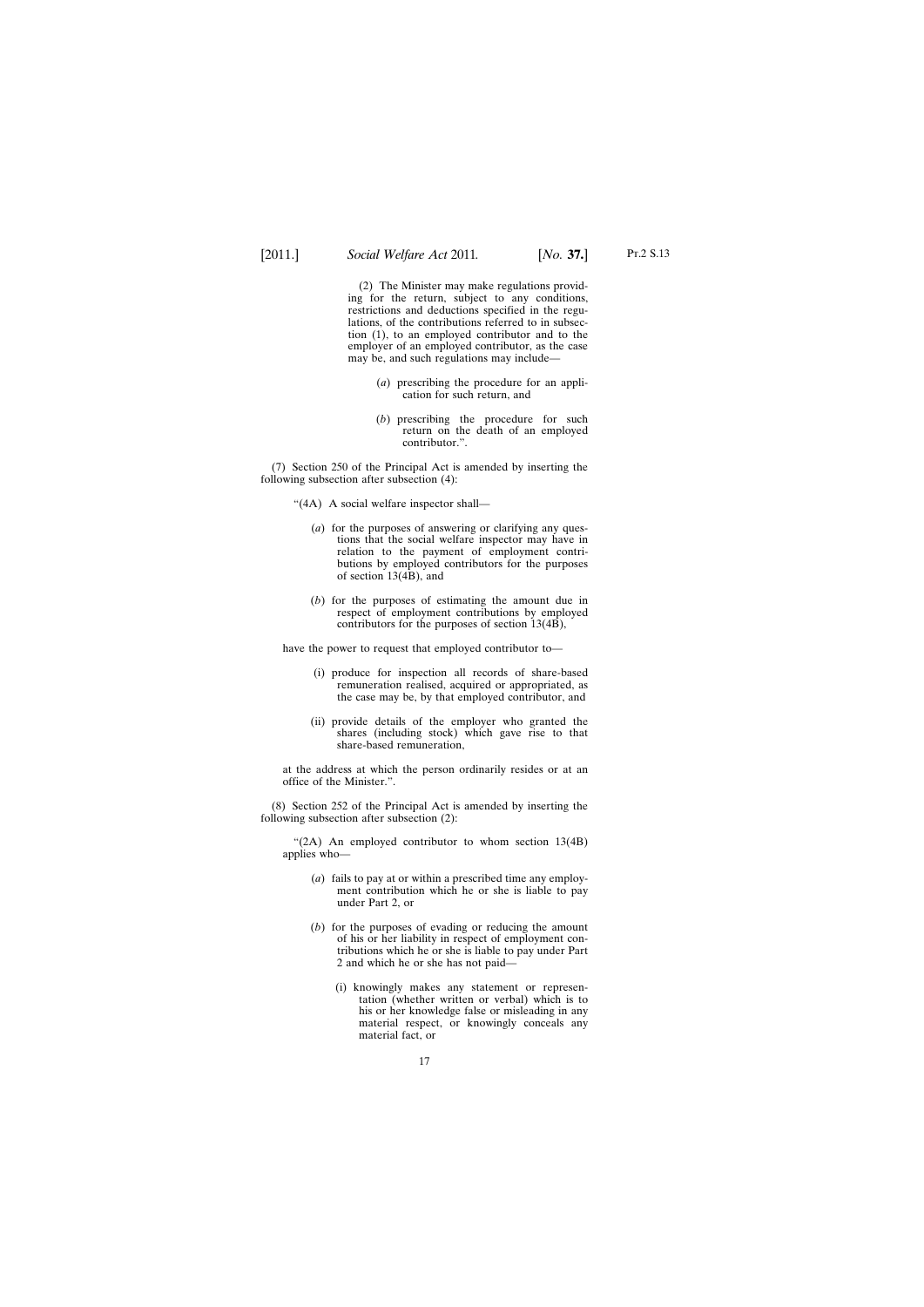(2) The Minister may make regulations providing for the return, subject to any conditions, restrictions and deductions specified in the regulations, of the contributions referred to in subsection (1), to an employed contributor and to the employer of an employed contributor, as the case may be, and such regulations may include—

(*a*) prescribing the procedure for an application for such return, and

(*b*) prescribing the procedure for such return on the death of an employed contributor.".

(7) Section 250 of the Principal Act is amended by inserting the following subsection after subsection (4):

"(4A) A social welfare inspector shall—

(*a*) for the purposes of answering or clarifying any questions that the social welfare inspector may have in relation to the payment of employment contributions by employed contributors for the purposes of section 13(4B), and

(*b*) for the purposes of estimating the amount due in respect of employment contributions by employed contributors for the purposes of section 13(4B),

have the power to request that employed contributor to—

(i) produce for inspection all records of share-based remuneration realised, acquired or appropriated, as the case may be, by that employed contributor, and

(ii) provide details of the employer who granted the shares (including stock) which gave rise to that share-based remuneration,

at the address at which the person ordinarily resides or at an office of the Minister.".

(8) Section 252 of the Principal Act is amended by inserting the following subsection after subsection (2):

"(2A) An employed contributor to whom section 13(4B) applies who—

(*a*) fails to pay at or within a prescribed time any employment contribution which he or she is liable to pay under Part 2, or

(*b*) for the purposes of evading or reducing the amount of his or her liability in respect of employment contributions which he or she is liable to pay under Part 2 and which he or she has not paid—

(i) knowingly makes any statement or representation (whether written or verbal) which is to his or her knowledge false or misleading in any material respect, or knowingly conceals any material fact, or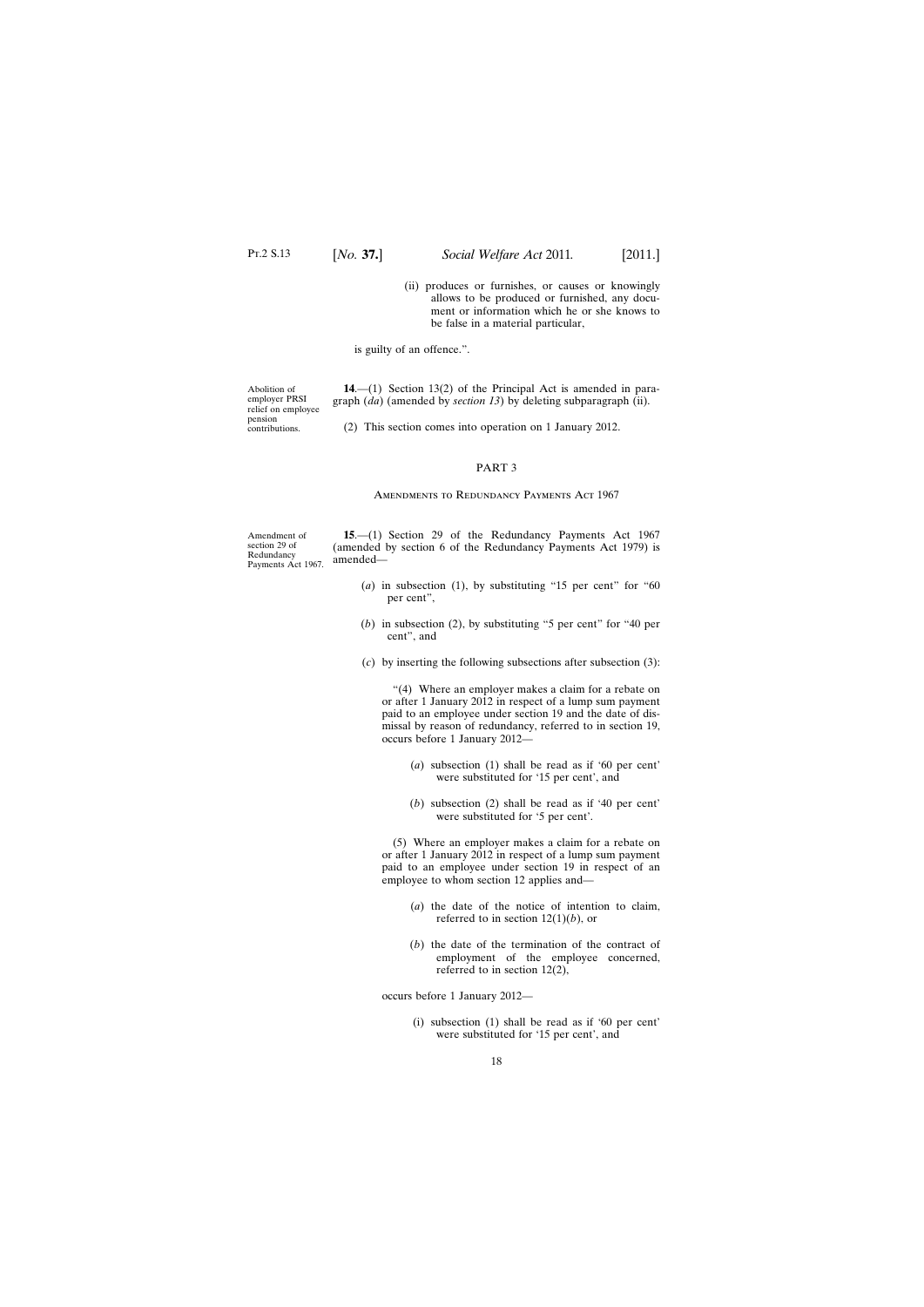(ii) produces or furnishes, or causes or knowingly allows to be produced or furnished, any document or information which he or she knows to be false in a material particular,

is guilty of an offence.".

Abolition of employer PRSI relief on employee pension contributions.

**14**.—(1) Section 13(2) of the Principal Act is amended in paragraph (*da*) (amended by *section 13*) by deleting subparagraph (ii).

(2) This section comes into operation on 1 January 2012.

## PART 3

### Amendments to Redundancy Payments Act 1967

Amendment of section 29 of Redundancy Payments Act 1967.

**15**.—(1) Section 29 of the Redundancy Payments Act 1967 (amended by section 6 of the Redundancy Payments Act 1979) is amended—

(*a*) in subsection (1), by substituting "15 per cent" for "60 per cent",

(*b*) in subsection (2), by substituting "5 per cent" for "40 per cent", and

(*c*) by inserting the following subsections after subsection (3):

"(4) Where an employer makes a claim for a rebate on or after 1 January 2012 in respect of a lump sum payment paid to an employee under section 19 and the date of dismissal by reason of redundancy, referred to in section 19, occurs before 1 January 2012—

(*a*) subsection (1) shall be read as if '60 per cent' were substituted for '15 per cent', and

(*b*) subsection (2) shall be read as if '40 per cent' were substituted for '5 per cent'.

(5) Where an employer makes a claim for a rebate on or after 1 January 2012 in respect of a lump sum payment paid to an employee under section 19 in respect of an employee to whom section 12 applies and—

(*a*) the date of the notice of intention to claim, referred to in section 12(1)(*b*), or

(*b*) the date of the termination of the contract of employment of the employee concerned, referred to in section 12(2),

occurs before 1 January 2012—

(i) subsection (1) shall be read as if '60 per cent' were substituted for '15 per cent', and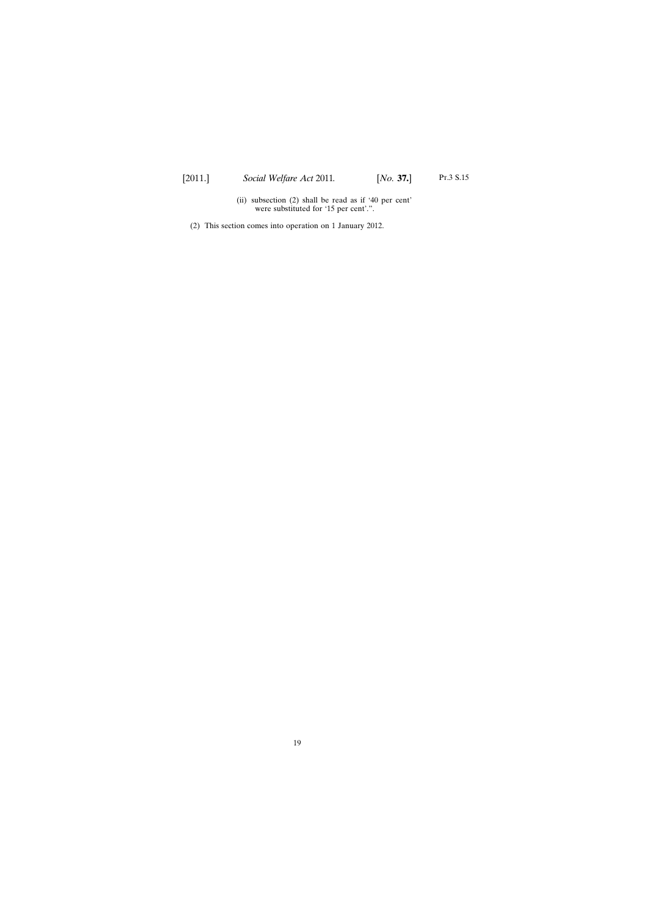(ii) subsection (2) shall be read as if '40 per cent' were substituted for '15 per cent'.".

(2) This section comes into operation on 1 January 2012.